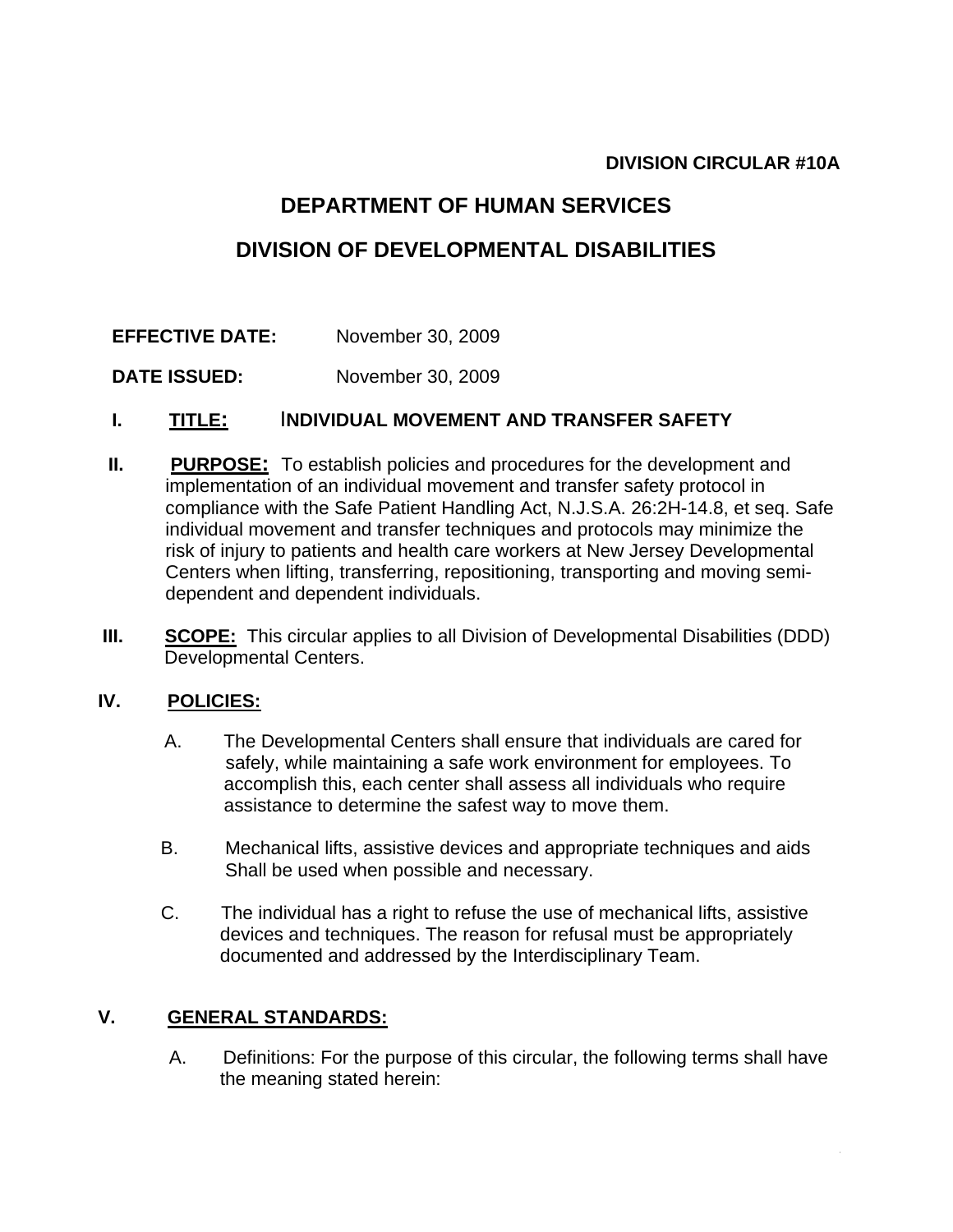**DIVISION CIRCULAR #10A**

# DEPARTMENT OF HUMAN SERVICES

# DIVISION OF DEVELOPMENTAL DISABILITIES

**EFFECTIVE DATE:** November 30, 2009

**DATE ISSUED:** November 30, 2009

## I. <u>TITLE:</u> INDIVIDUAL MOVEMENT AND TRANSFER SAFETY

## II. <u>PURPOSE:</u>

To establish policies and procedures for the development and implementation of an individual movement and transfer safety protocol in compliance with the Safe Patient Handling Act, N.J.S.A. 26:2H-14.8, et seq. Safe individual movement and transfer techniques and protocols may minimize the risk of injury to patients and health care workers at New Jersey Developmental Centers when lifting, transferring, repositioning, transporting and moving semi-dependent and dependent individuals.

## III. <u>SCOPE:</u>

This circular applies to all Division of Developmental Disabilities (DDD) Developmental Centers.

## IV. <u>POLICIES:</u>

A. The Developmental Centers shall ensure that individuals are cared for safely, while maintaining a safe work environment for employees. To accomplish this, each center shall assess all individuals who require assistance to determine the safest way to move them.

B. Mechanical lifts, assistive devices and appropriate techniques and aids Shall be used when possible and necessary.

C. The individual has a right to refuse the use of mechanical lifts, assistive devices and techniques. The reason for refusal must be appropriately documented and addressed by the Interdisciplinary Team.

## V. <u>GENERAL STANDARDS:</u>

A. Definitions: For the purpose of this circular, the following terms shall have the meaning stated herein: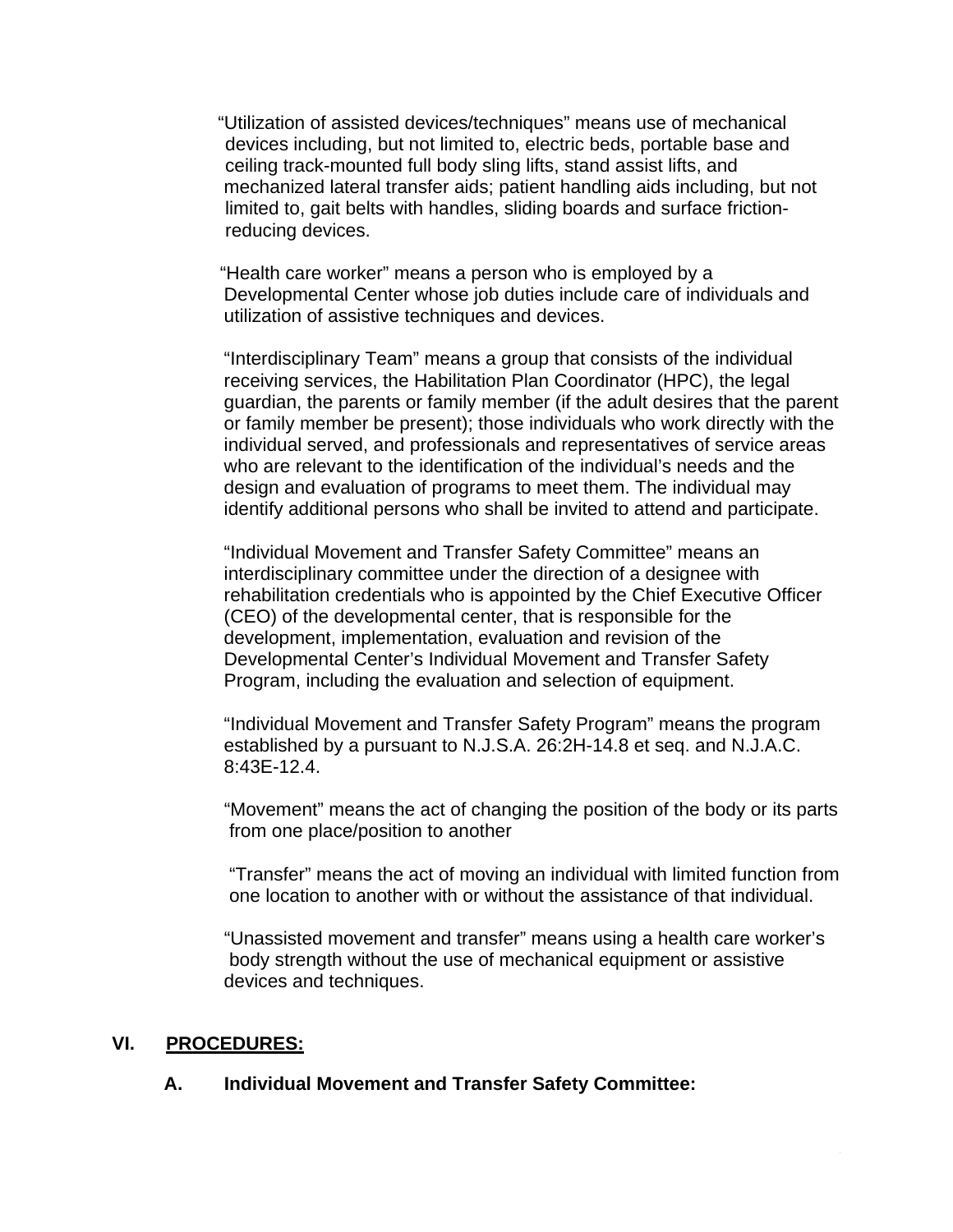"Utilization of assisted devices/techniques" means use of mechanical devices including, but not limited to, electric beds, portable base and ceiling track-mounted full body sling lifts, stand assist lifts, and mechanized lateral transfer aids; patient handling aids including, but not limited to, gait belts with handles, sliding boards and surface friction-reducing devices.

"Health care worker" means a person who is employed by a Developmental Center whose job duties include care of individuals and utilization of assistive techniques and devices.

"Interdisciplinary Team" means a group that consists of the individual receiving services, the Habilitation Plan Coordinator (HPC), the legal guardian, the parents or family member (if the adult desires that the parent or family member be present); those individuals who work directly with the individual served, and professionals and representatives of service areas who are relevant to the identification of the individual's needs and the design and evaluation of programs to meet them. The individual may identify additional persons who shall be invited to attend and participate.

"Individual Movement and Transfer Safety Committee" means an interdisciplinary committee under the direction of a designee with rehabilitation credentials who is appointed by the Chief Executive Officer (CEO) of the developmental center, that is responsible for the development, implementation, evaluation and revision of the Developmental Center's Individual Movement and Transfer Safety Program, including the evaluation and selection of equipment.

"Individual Movement and Transfer Safety Program" means the program established by a pursuant to N.J.S.A. 26:2H-14.8 et seq. and N.J.A.C. 8:43E-12.4.

"Movement" means the act of changing the position of the body or its parts from one place/position to another

"Transfer" means the act of moving an individual with limited function from one location to another with or without the assistance of that individual.

"Unassisted movement and transfer" means using a health care worker's body strength without the use of mechanical equipment or assistive devices and techniques.

## VI. PROCEDURES:

### A. Individual Movement and Transfer Safety Committee: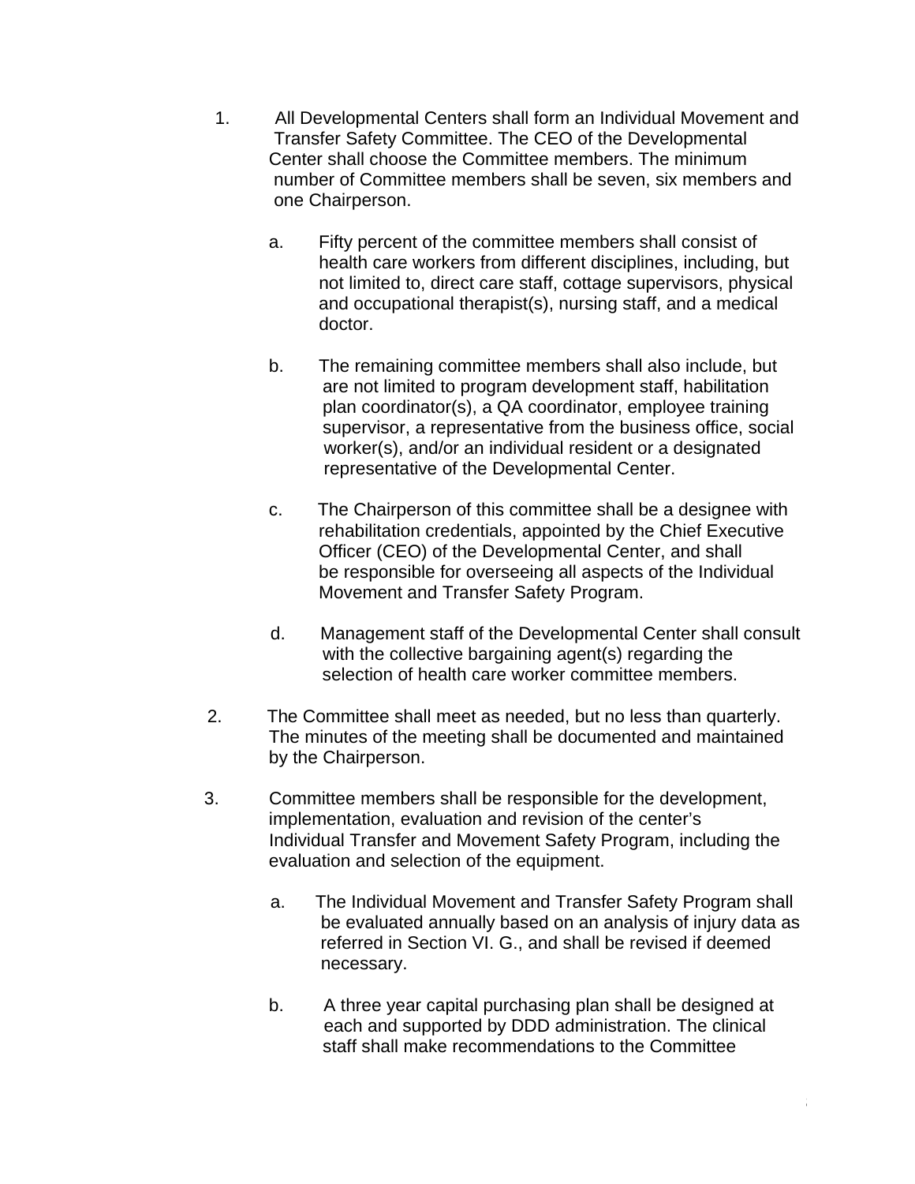1. All Developmental Centers shall form an Individual Movement and Transfer Safety Committee. The CEO of the Developmental Center shall choose the Committee members. The minimum number of Committee members shall be seven, six members and one Chairperson.

   a. Fifty percent of the committee members shall consist of health care workers from different disciplines, including, but not limited to, direct care staff, cottage supervisors, physical and occupational therapist(s), nursing staff, and a medical doctor.

   b. The remaining committee members shall also include, but are not limited to program development staff, habilitation plan coordinator(s), a QA coordinator, employee training supervisor, a representative from the business office, social worker(s), and/or an individual resident or a designated representative of the Developmental Center.

   c. The Chairperson of this committee shall be a designee with rehabilitation credentials, appointed by the Chief Executive Officer (CEO) of the Developmental Center, and shall be responsible for overseeing all aspects of the Individual Movement and Transfer Safety Program.

   d. Management staff of the Developmental Center shall consult with the collective bargaining agent(s) regarding the selection of health care worker committee members.

2. The Committee shall meet as needed, but no less than quarterly. The minutes of the meeting shall be documented and maintained by the Chairperson.

3. Committee members shall be responsible for the development, implementation, evaluation and revision of the center's Individual Transfer and Movement Safety Program, including the evaluation and selection of the equipment.

   a. The Individual Movement and Transfer Safety Program shall be evaluated annually based on an analysis of injury data as referred in Section VI. G., and shall be revised if deemed necessary.

   b. A three year capital purchasing plan shall be designed at each and supported by DDD administration. The clinical staff shall make recommendations to the Committee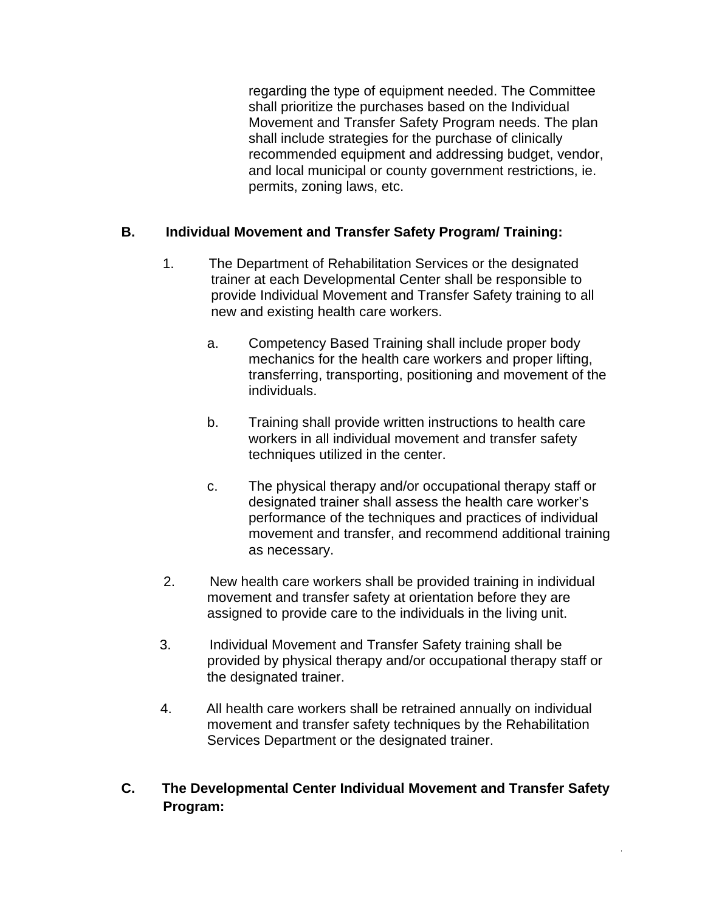regarding the type of equipment needed. The Committee shall prioritize the purchases based on the Individual Movement and Transfer Safety Program needs. The plan shall include strategies for the purchase of clinically recommended equipment and addressing budget, vendor, and local municipal or county government restrictions, ie. permits, zoning laws, etc.

**B. Individual Movement and Transfer Safety Program/ Training:**

1. The Department of Rehabilitation Services or the designated trainer at each Developmental Center shall be responsible to provide Individual Movement and Transfer Safety training to all new and existing health care workers.

   a. Competency Based Training shall include proper body mechanics for the health care workers and proper lifting, transferring, transporting, positioning and movement of the individuals.

   b. Training shall provide written instructions to health care workers in all individual movement and transfer safety techniques utilized in the center.

   c. The physical therapy and/or occupational therapy staff or designated trainer shall assess the health care worker's performance of the techniques and practices of individual movement and transfer, and recommend additional training as necessary.

2. New health care workers shall be provided training in individual movement and transfer safety at orientation before they are assigned to provide care to the individuals in the living unit.

3. Individual Movement and Transfer Safety training shall be provided by physical therapy and/or occupational therapy staff or the designated trainer.

4. All health care workers shall be retrained annually on individual movement and transfer safety techniques by the Rehabilitation Services Department or the designated trainer.

**C. The Developmental Center Individual Movement and Transfer Safety Program:**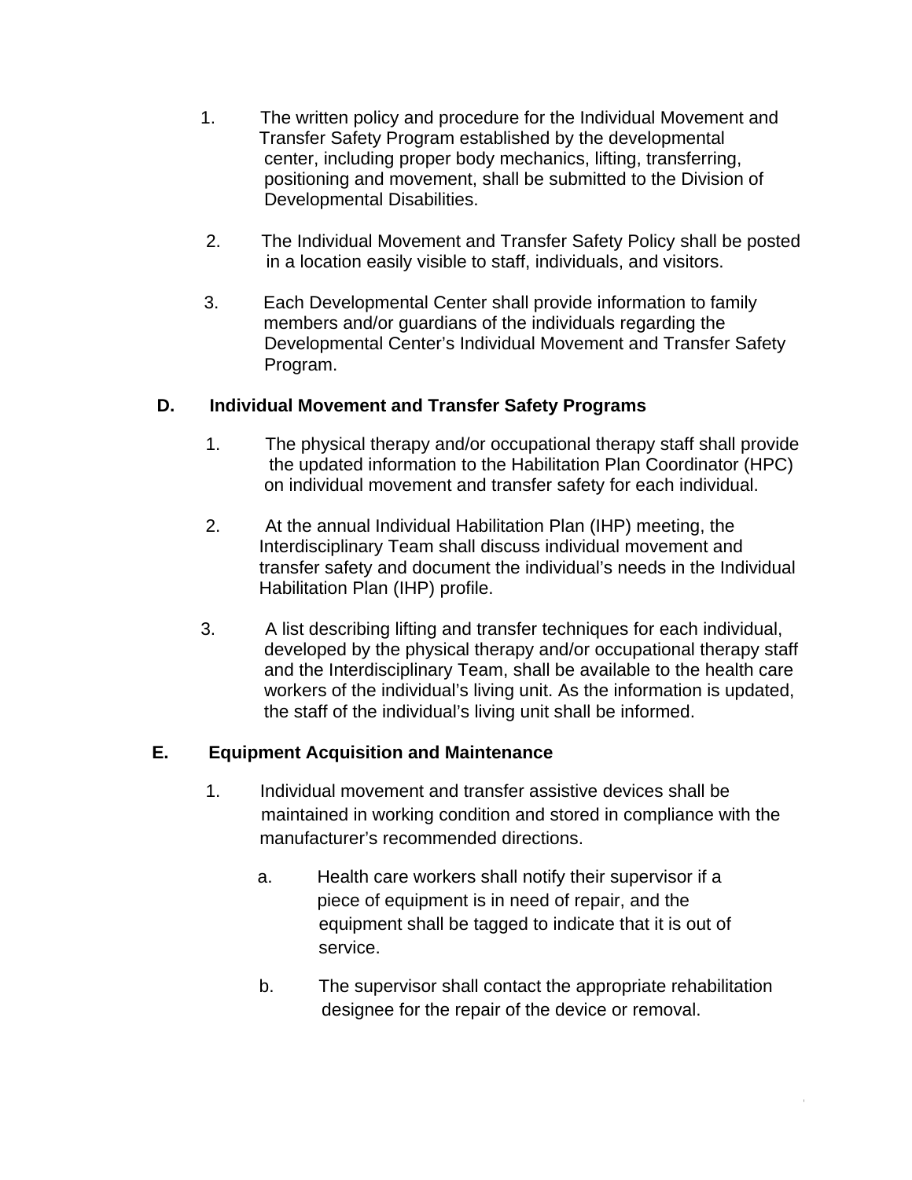1. The written policy and procedure for the Individual Movement and Transfer Safety Program established by the developmental center, including proper body mechanics, lifting, transferring, positioning and movement, shall be submitted to the Division of Developmental Disabilities.

2. The Individual Movement and Transfer Safety Policy shall be posted in a location easily visible to staff, individuals, and visitors.

3. Each Developmental Center shall provide information to family members and/or guardians of the individuals regarding the Developmental Center's Individual Movement and Transfer Safety Program.

**D. Individual Movement and Transfer Safety Programs**

1. The physical therapy and/or occupational therapy staff shall provide the updated information to the Habilitation Plan Coordinator (HPC) on individual movement and transfer safety for each individual.

2. At the annual Individual Habilitation Plan (IHP) meeting, the Interdisciplinary Team shall discuss individual movement and transfer safety and document the individual's needs in the Individual Habilitation Plan (IHP) profile.

3. A list describing lifting and transfer techniques for each individual, developed by the physical therapy and/or occupational therapy staff and the Interdisciplinary Team, shall be available to the health care workers of the individual's living unit. As the information is updated, the staff of the individual's living unit shall be informed.

**E. Equipment Acquisition and Maintenance**

1. Individual movement and transfer assistive devices shall be maintained in working condition and stored in compliance with the manufacturer's recommended directions.

   a. Health care workers shall notify their supervisor if a piece of equipment is in need of repair, and the equipment shall be tagged to indicate that it is out of service.

   b. The supervisor shall contact the appropriate rehabilitation designee for the repair of the device or removal.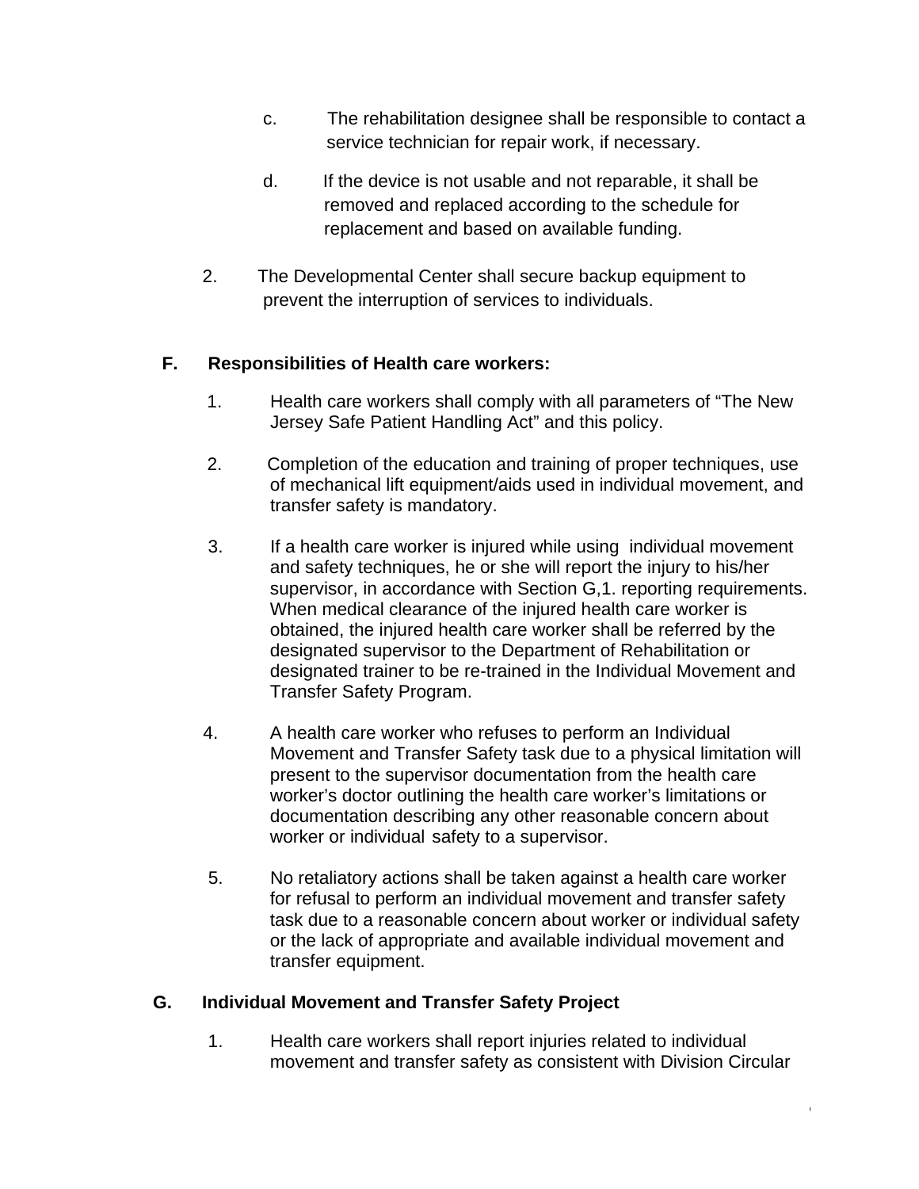c. The rehabilitation designee shall be responsible to contact a service technician for repair work, if necessary.

d. If the device is not usable and not reparable, it shall be removed and replaced according to the schedule for replacement and based on available funding.

2. The Developmental Center shall secure backup equipment to prevent the interruption of services to individuals.

**F. Responsibilities of Health care workers:**

1. Health care workers shall comply with all parameters of "The New Jersey Safe Patient Handling Act" and this policy.

2. Completion of the education and training of proper techniques, use of mechanical lift equipment/aids used in individual movement, and transfer safety is mandatory.

3. If a health care worker is injured while using individual movement and safety techniques, he or she will report the injury to his/her supervisor, in accordance with Section G,1. reporting requirements. When medical clearance of the injured health care worker is obtained, the injured health care worker shall be referred by the designated supervisor to the Department of Rehabilitation or designated trainer to be re-trained in the Individual Movement and Transfer Safety Program.

4. A health care worker who refuses to perform an Individual Movement and Transfer Safety task due to a physical limitation will present to the supervisor documentation from the health care worker's doctor outlining the health care worker's limitations or documentation describing any other reasonable concern about worker or individual safety to a supervisor.

5. No retaliatory actions shall be taken against a health care worker for refusal to perform an individual movement and transfer safety task due to a reasonable concern about worker or individual safety or the lack of appropriate and available individual movement and transfer equipment.

**G. Individual Movement and Transfer Safety Project**

1. Health care workers shall report injuries related to individual movement and transfer safety as consistent with Division Circular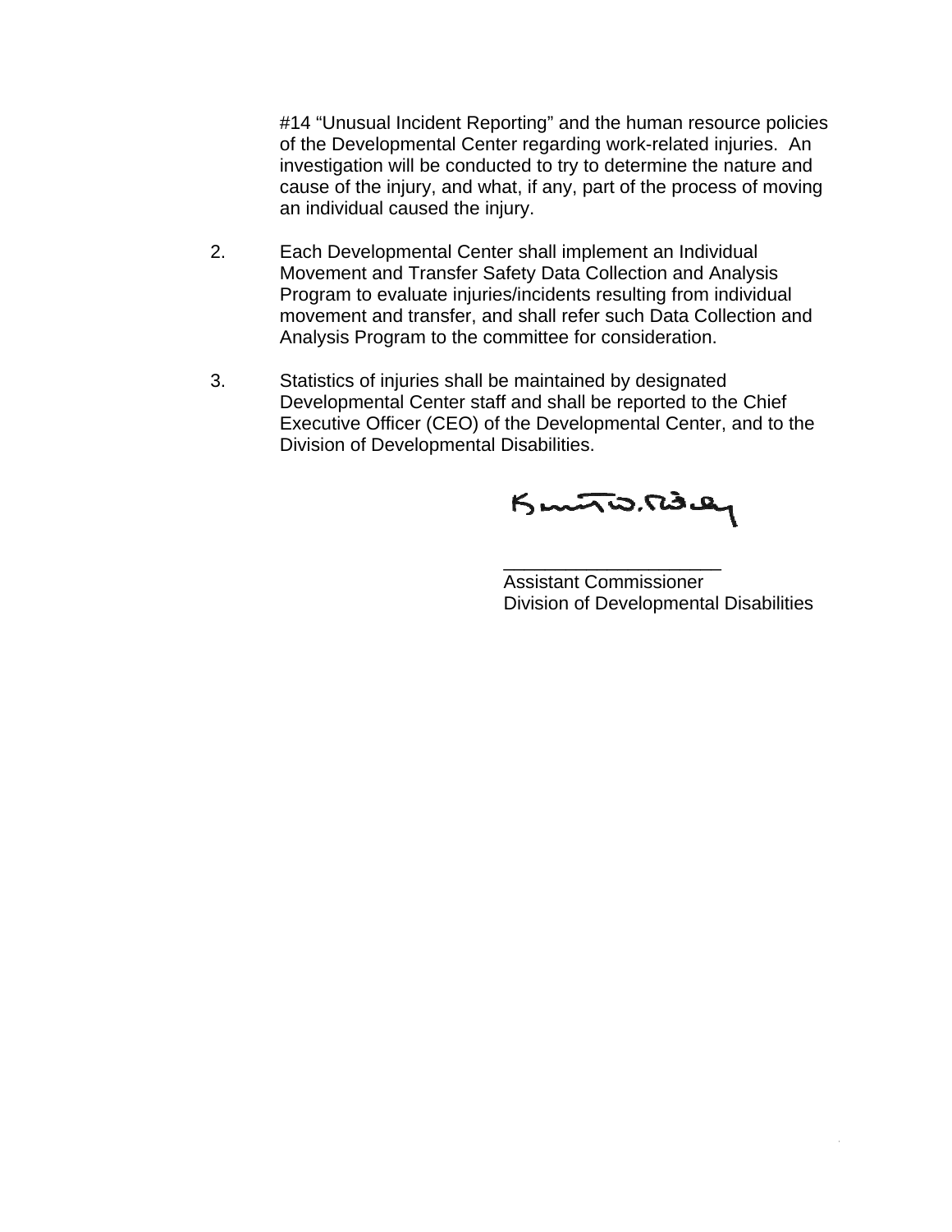#14 “Unusual Incident Reporting” and the human resource policies of the Developmental Center regarding work-related injuries. An investigation will be conducted to try to determine the nature and cause of the injury, and what, if any, part of the process of moving an individual caused the injury.

2. Each Developmental Center shall implement an Individual Movement and Transfer Safety Data Collection and Analysis Program to evaluate injuries/incidents resulting from individual movement and transfer, and shall refer such Data Collection and Analysis Program to the committee for consideration.

3. Statistics of injuries shall be maintained by designated Developmental Center staff and shall be reported to the Chief Executive Officer (CEO) of the Developmental Center, and to the Division of Developmental Disabilities.

_____________________
Assistant Commissioner
Division of Developmental Disabilities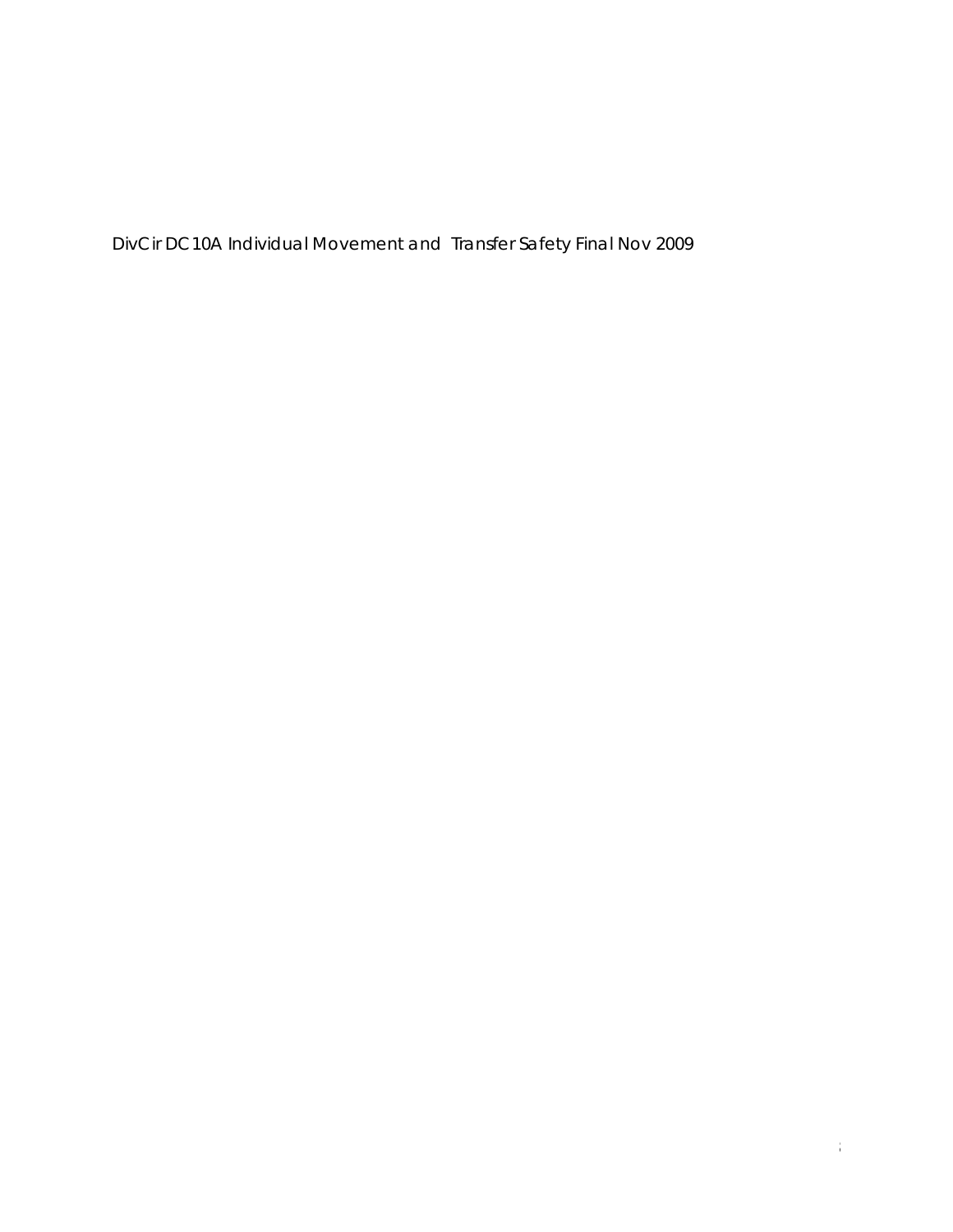DivCir DC10A Individual Movement and Transfer Safety Final Nov 2009